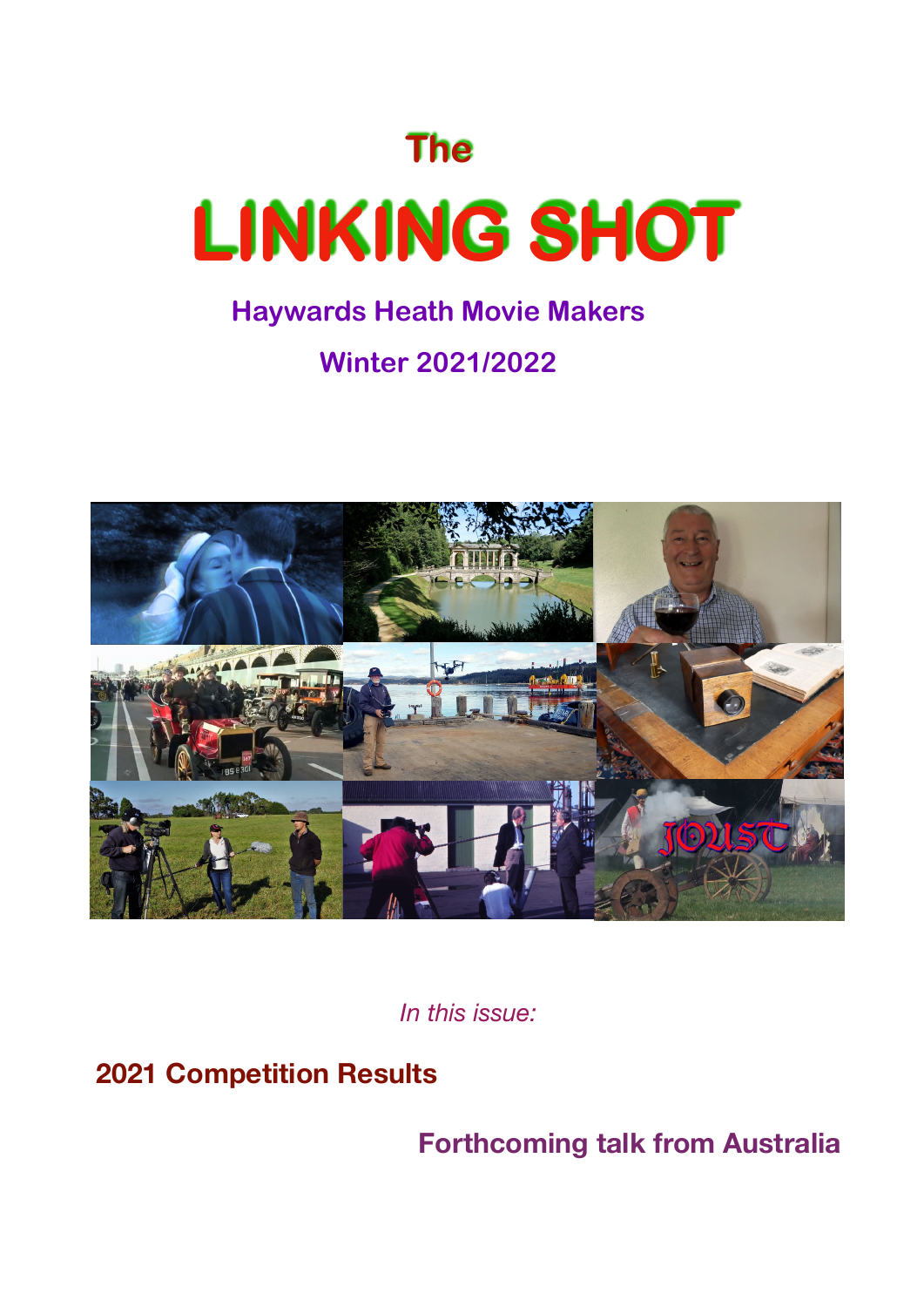# The
# LINKING SHOT

## Haywards Heath Movie Makers

## Winter 2021/2022

*In this issue:*

**2021 Competition Results**

**Forthcoming talk from Australia**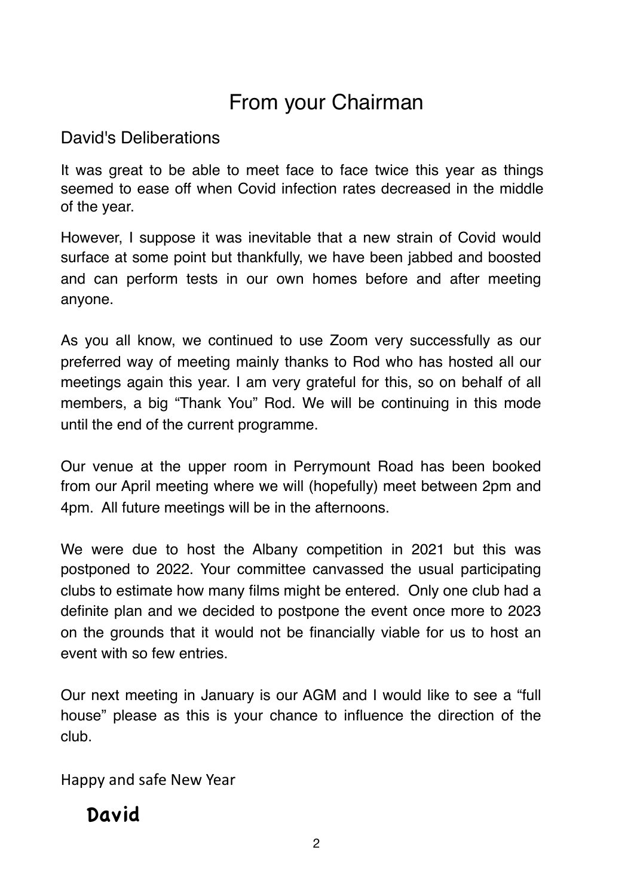# From your Chairman

## David's Deliberations

It was great to be able to meet face to face twice this year as things seemed to ease off when Covid infection rates decreased in the middle of the year.

However, I suppose it was inevitable that a new strain of Covid would surface at some point but thankfully, we have been jabbed and boosted and can perform tests in our own homes before and after meeting anyone.

As you all know, we continued to use Zoom very successfully as our preferred way of meeting mainly thanks to Rod who has hosted all our meetings again this year. I am very grateful for this, so on behalf of all members, a big "Thank You" Rod. We will be continuing in this mode until the end of the current programme.

Our venue at the upper room in Perrymount Road has been booked from our April meeting where we will (hopefully) meet between 2pm and 4pm. All future meetings will be in the afternoons.

We were due to host the Albany competition in 2021 but this was postponed to 2022. Your committee canvassed the usual participating clubs to estimate how many films might be entered. Only one club had a definite plan and we decided to postpone the event once more to 2023 on the grounds that it would not be financially viable for us to host an event with so few entries.

Our next meeting in January is our AGM and I would like to see a "full house" please as this is your chance to influence the direction of the club.

Happy and safe New Year

**David**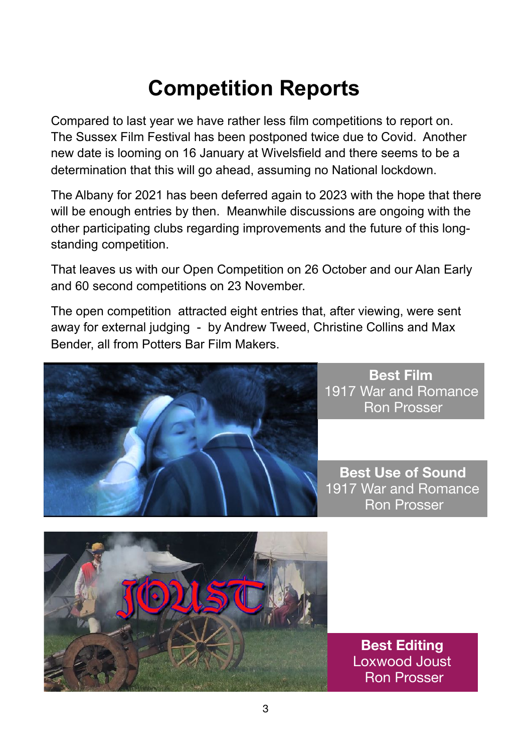# Competition Reports

Compared to last year we have rather less film competitions to report on. The Sussex Film Festival has been postponed twice due to Covid. Another new date is looming on 16 January at Wivelsfield and there seems to be a determination that this will go ahead, assuming no National lockdown.

The Albany for 2021 has been deferred again to 2023 with the hope that there will be enough entries by then. Meanwhile discussions are ongoing with the other participating clubs regarding improvements and the future of this long-standing competition.

That leaves us with our Open Competition on 26 October and our Alan Early and 60 second competitions on 23 November.

The open competition attracted eight entries that, after viewing, were sent away for external judging - by Andrew Tweed, Christine Collins and Max Bender, all from Potters Bar Film Makers.

**Best Film**
1917 War and Romance
Ron Prosser

**Best Use of Sound**
1917 War and Romance
Ron Prosser

**Best Editing**
Loxwood Joust
Ron Prosser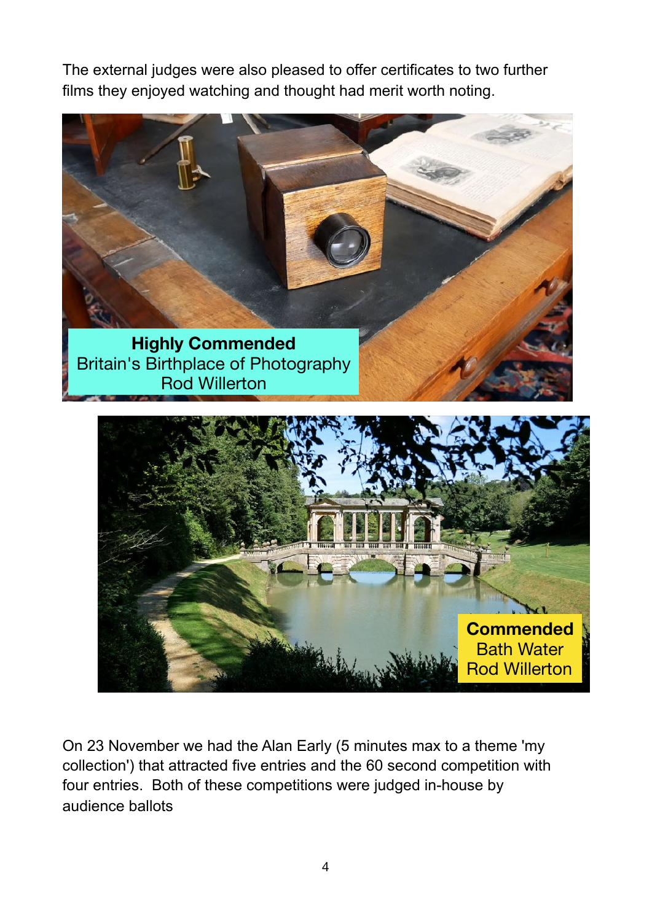The external judges were also pleased to offer certificates to two further films they enjoyed watching and thought had merit worth noting.

**Highly Commended**
Britain's Birthplace of Photography
Rod Willerton

**Commended**
Bath Water
Rod Willerton

On 23 November we had the Alan Early (5 minutes max to a theme 'my collection') that attracted five entries and the 60 second competition with four entries. Both of these competitions were judged in-house by audience ballots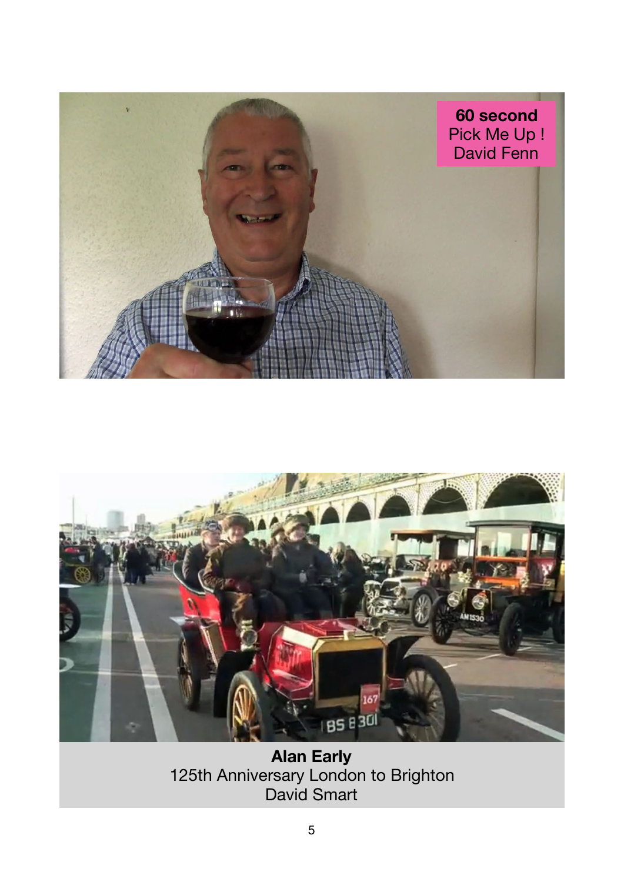**60 second**
Pick Me Up !
David Fenn

**Alan Early**
125th Anniversary London to Brighton
David Smart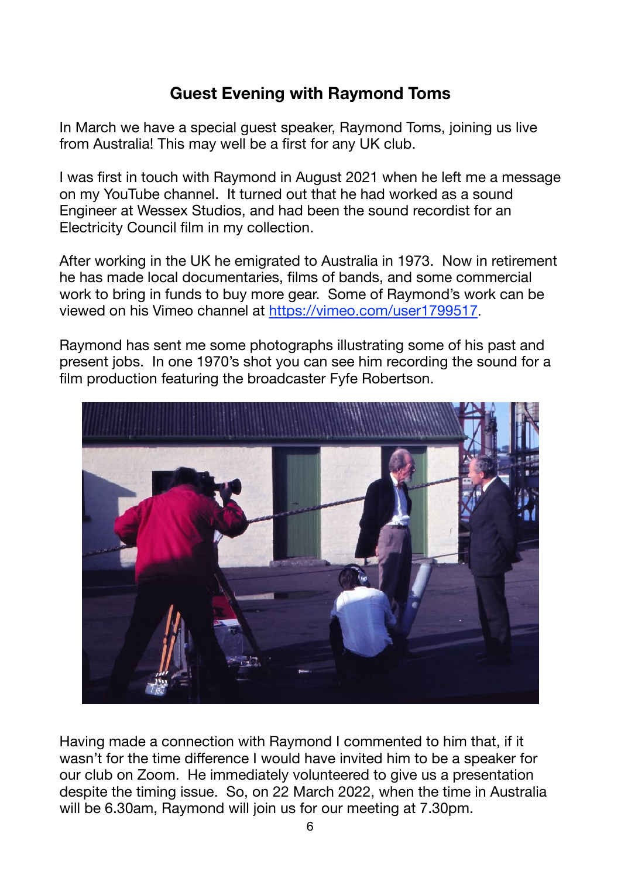## Guest Evening with Raymond Toms

In March we have a special guest speaker, Raymond Toms, joining us live from Australia! This may well be a first for any UK club.

I was first in touch with Raymond in August 2021 when he left me a message on my YouTube channel. It turned out that he had worked as a sound Engineer at Wessex Studios, and had been the sound recordist for an Electricity Council film in my collection.

After working in the UK he emigrated to Australia in 1973. Now in retirement he has made local documentaries, films of bands, and some commercial work to bring in funds to buy more gear. Some of Raymond's work can be viewed on his Vimeo channel at [https://vimeo.com/user1799517](https://vimeo.com/user1799517).

Raymond has sent me some photographs illustrating some of his past and present jobs. In one 1970's shot you can see him recording the sound for a film production featuring the broadcaster Fyfe Robertson.

Having made a connection with Raymond I commented to him that, if it wasn't for the time difference I would have invited him to be a speaker for our club on Zoom. He immediately volunteered to give us a presentation despite the timing issue. So, on 22 March 2022, when the time in Australia will be 6.30am, Raymond will join us for our meeting at 7.30pm.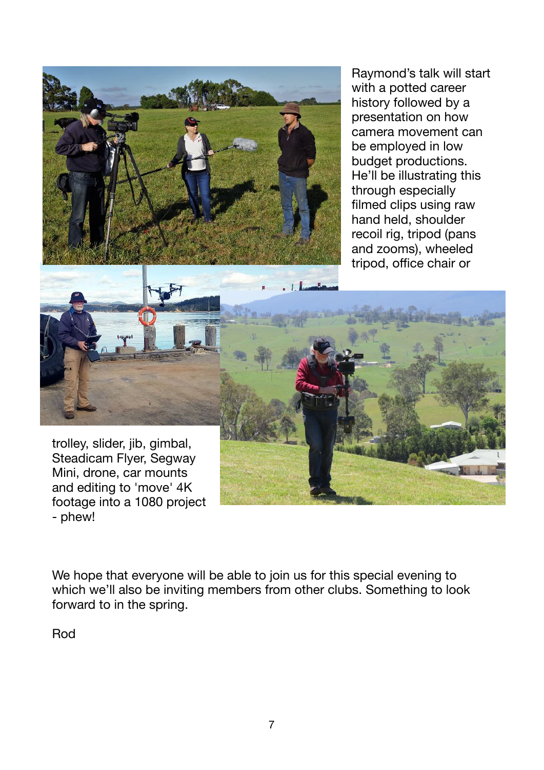Raymond's talk will start with a potted career history followed by a presentation on how camera movement can be employed in low budget productions. He'll be illustrating this through especially filmed clips using raw hand held, shoulder recoil rig, tripod (pans and zooms), wheeled tripod, office chair or trolley, slider, jib, gimbal, Steadicam Flyer, Segway Mini, drone, car mounts and editing to 'move' 4K footage into a 1080 project - phew!

We hope that everyone will be able to join us for this special evening to which we'll also be inviting members from other clubs. Something to look forward to in the spring.

Rod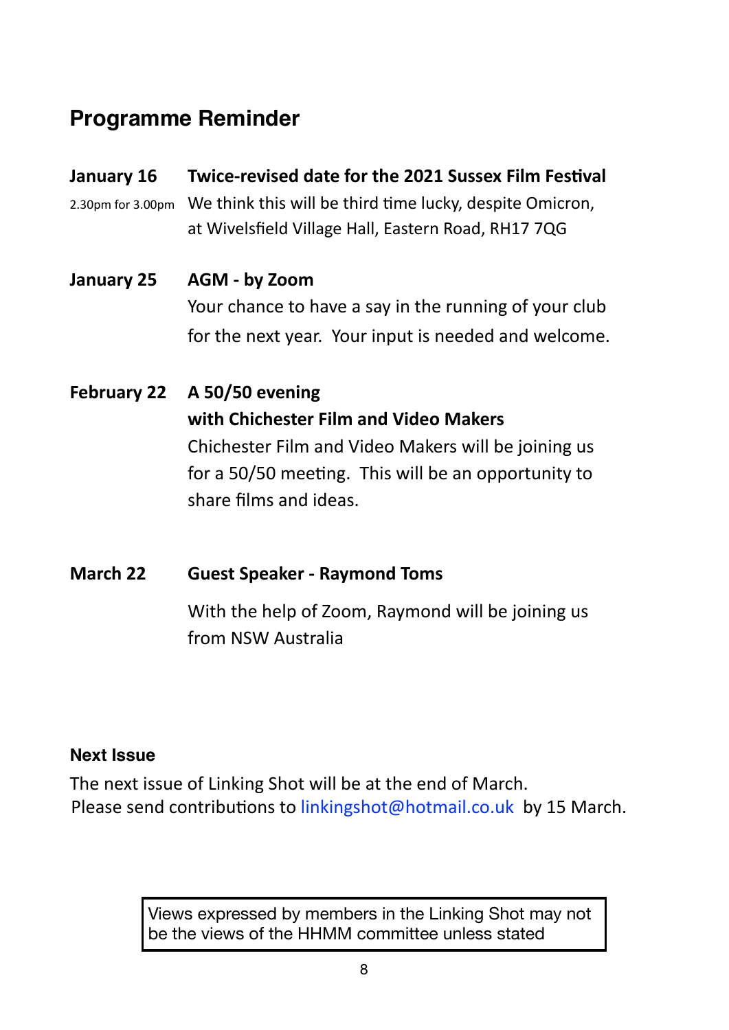## Programme Reminder

**January 16** **Twice-revised date for the 2021 Sussex Film Festival**

2.30pm for 3.00pm We think this will be third time lucky, despite Omicron, at Wivelsfield Village Hall, Eastern Road, RH17 7QG

**January 25** **AGM - by Zoom**

Your chance to have a say in the running of your club for the next year. Your input is needed and welcome.

**February 22** **A 50/50 evening with Chichester Film and Video Makers**

Chichester Film and Video Makers will be joining us for a 50/50 meeting. This will be an opportunity to share films and ideas.

**March 22** **Guest Speaker - Raymond Toms**

With the help of Zoom, Raymond will be joining us from NSW Australia

### Next Issue

The next issue of Linking Shot will be at the end of March.
Please send contributions to linkingshot@hotmail.co.uk by 15 March.

Views expressed by members in the Linking Shot may not be the views of the HHMM committee unless stated